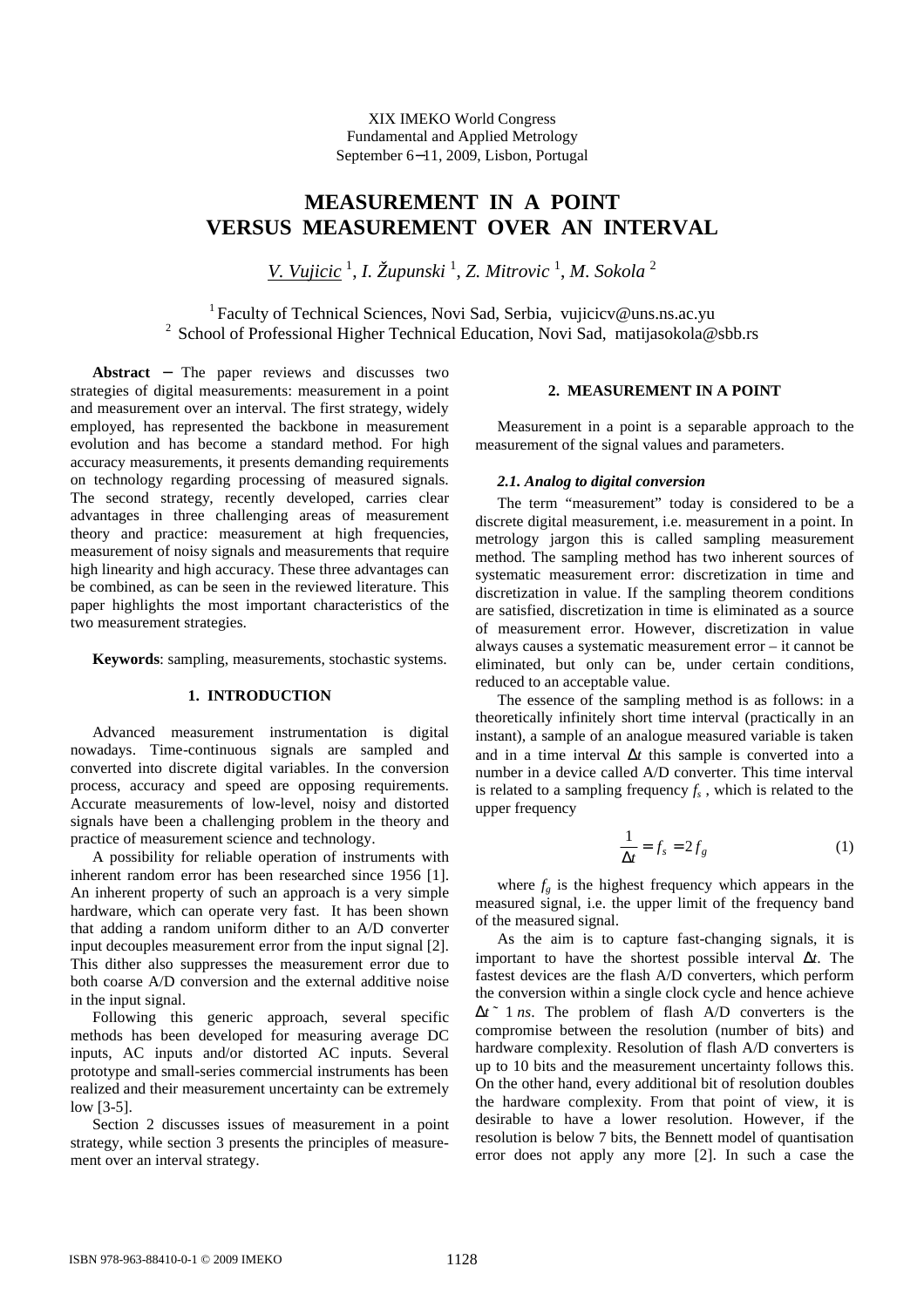XIX IMEKO World Congress
Fundamental and Applied Metrology
September 6−11, 2009, Lisbon, Portugal

# MEASUREMENT IN A POINT VERSUS MEASUREMENT OVER AN INTERVAL

*V. Vujicic* [1], *I. Županski* [1], *Z. Mitrovic* [1], *M. Sokola* [2]

[1] Faculty of Technical Sciences, Novi Sad, Serbia, vujicicv@uns.ns.ac.yu
[2] School of Professional Higher Technical Education, Novi Sad, matijasokola@sbb.rs

**Abstract** − The paper reviews and discusses two strategies of digital measurements: measurement in a point and measurement over an interval. The first strategy, widely employed, has represented the backbone in measurement evolution and has become a standard method. For high accuracy measurements, it presents demanding requirements on technology regarding processing of measured signals. The second strategy, recently developed, carries clear advantages in three challenging areas of measurement theory and practice: measurement at high frequencies, measurement of noisy signals and measurements that require high linearity and high accuracy. These three advantages can be combined, as can be seen in the reviewed literature. This paper highlights the most important characteristics of the two measurement strategies.

**Keywords**: sampling, measurements, stochastic systems.

## 1. INTRODUCTION

Advanced measurement instrumentation is digital nowadays. Time-continuous signals are sampled and converted into discrete digital variables. In the conversion process, accuracy and speed are opposing requirements. Accurate measurements of low-level, noisy and distorted signals have been a challenging problem in the theory and practice of measurement science and technology.

A possibility for reliable operation of instruments with inherent random error has been researched since 1956 [1]. An inherent property of such an approach is a very simple hardware, which can operate very fast. It has been shown that adding a random uniform dither to an A/D converter input decouples measurement error from the input signal [2]. This dither also suppresses the measurement error due to both coarse A/D conversion and the external additive noise in the input signal.

Following this generic approach, several specific methods has been developed for measuring average DC inputs, AC inputs and/or distorted AC inputs. Several prototype and small-series commercial instruments has been realized and their measurement uncertainty can be extremely low [3-5].

Section 2 discusses issues of measurement in a point strategy, while section 3 presents the principles of measurement over an interval strategy.

## 2. MEASUREMENT IN A POINT

Measurement in a point is a separable approach to the measurement of the signal values and parameters.

### *2.1. Analog to digital conversion*

The term “measurement” today is considered to be a discrete digital measurement, i.e. measurement in a point. In metrology jargon this is called sampling measurement method. The sampling method has two inherent sources of systematic measurement error: discretization in time and discretization in value. If the sampling theorem conditions are satisfied, discretization in time is eliminated as a source of measurement error. However, discretization in value always causes a systematic measurement error – it cannot be eliminated, but only can be, under certain conditions, reduced to an acceptable value.

The essence of the sampling method is as follows: in a theoretically infinitely short time interval (practically in an instant), a sample of an analogue measured variable is taken and in a time interval $\Delta t$ this sample is converted into a number in a device called A/D converter. This time interval is related to a sampling frequency $f_s$, which is related to the upper frequency

$$\frac{1}{\Delta t} = f_s = 2 f_g \tag{1}$$

where $f_g$ is the highest frequency which appears in the measured signal, i.e. the upper limit of the frequency band of the measured signal.

As the aim is to capture fast-changing signals, it is important to have the shortest possible interval $\Delta t$. The fastest devices are the flash A/D converters, which perform the conversion within a single clock cycle and hence achieve $\Delta t \approx 1\ ns$. The problem of flash A/D converters is the compromise between the resolution (number of bits) and hardware complexity. Resolution of flash A/D converters is up to 10 bits and the measurement uncertainty follows this. On the other hand, every additional bit of resolution doubles the hardware complexity. From that point of view, it is desirable to have a lower resolution. However, if the resolution is below 7 bits, the Bennett model of quantisation error does not apply any more [2]. In such a case the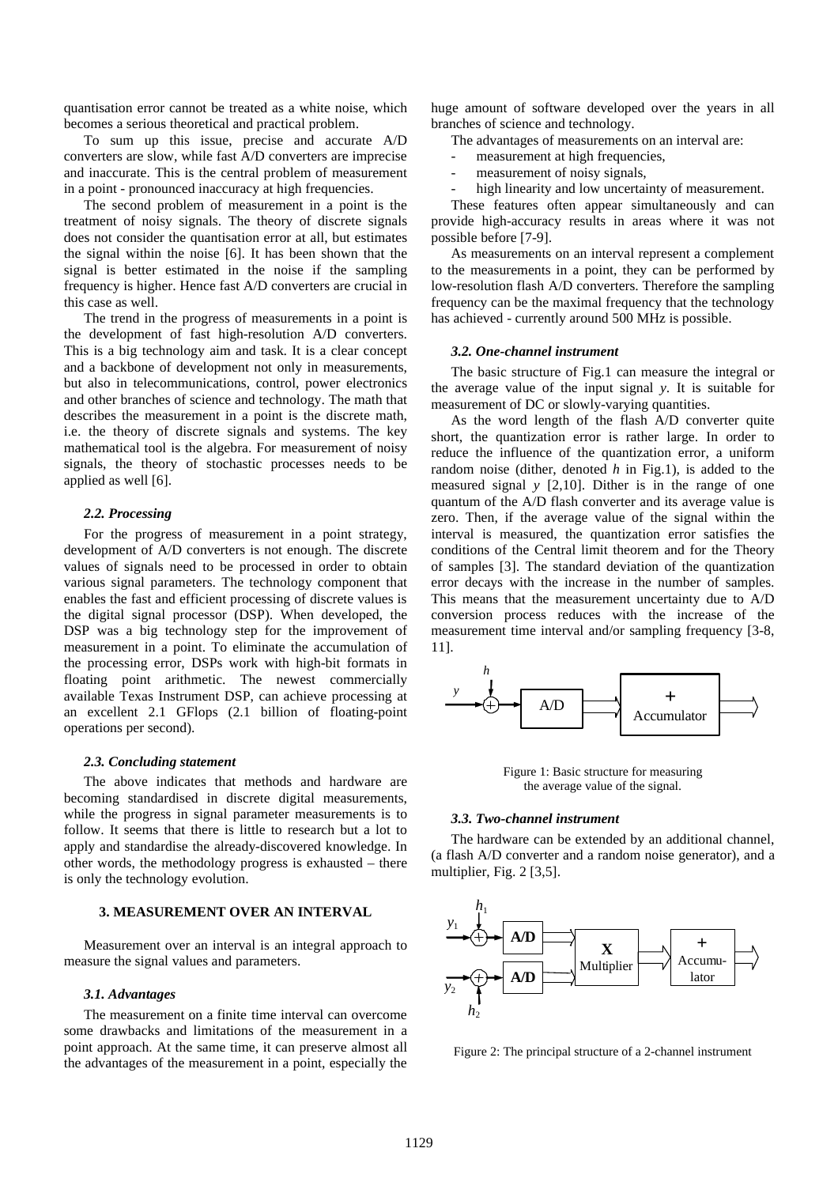quantisation error cannot be treated as a white noise, which becomes a serious theoretical and practical problem.

To sum up this issue, precise and accurate A/D converters are slow, while fast A/D converters are imprecise and inaccurate. This is the central problem of measurement in a point - pronounced inaccuracy at high frequencies.

The second problem of measurement in a point is the treatment of noisy signals. The theory of discrete signals does not consider the quantisation error at all, but estimates the signal within the noise [6]. It has been shown that the signal is better estimated in the noise if the sampling frequency is higher. Hence fast A/D converters are crucial in this case as well.

The trend in the progress of measurements in a point is the development of fast high-resolution A/D converters. This is a big technology aim and task. It is a clear concept and a backbone of development not only in measurements, but also in telecommunications, control, power electronics and other branches of science and technology. The math that describes the measurement in a point is the discrete math, i.e. the theory of discrete signals and systems. The key mathematical tool is the algebra. For measurement of noisy signals, the theory of stochastic processes needs to be applied as well [6].

### 2.2. Processing

For the progress of measurement in a point strategy, development of A/D converters is not enough. The discrete values of signals need to be processed in order to obtain various signal parameters. The technology component that enables the fast and efficient processing of discrete values is the digital signal processor (DSP). When developed, the DSP was a big technology step for the improvement of measurement in a point. To eliminate the accumulation of the processing error, DSPs work with high-bit formats in floating point arithmetic. The newest commercially available Texas Instrument DSP, can achieve processing at an excellent 2.1 GFlops (2.1 billion of floating-point operations per second).

### 2.3. Concluding statement

The above indicates that methods and hardware are becoming standardised in discrete digital measurements, while the progress in signal parameter measurements is to follow. It seems that there is little to research but a lot to apply and standardise the already-discovered knowledge. In other words, the methodology progress is exhausted – there is only the technology evolution.

## 3. MEASUREMENT OVER AN INTERVAL

Measurement over an interval is an integral approach to measure the signal values and parameters.

### 3.1. Advantages

The measurement on a finite time interval can overcome some drawbacks and limitations of the measurement in a point approach. At the same time, it can preserve almost all the advantages of the measurement in a point, especially the huge amount of software developed over the years in all branches of science and technology.

The advantages of measurements on an interval are:

- measurement at high frequencies,
- measurement of noisy signals,
- high linearity and low uncertainty of measurement.

These features often appear simultaneously and can provide high-accuracy results in areas where it was not possible before [7-9].

As measurements on an interval represent a complement to the measurements in a point, they can be performed by low-resolution flash A/D converters. Therefore the sampling frequency can be the maximal frequency that the technology has achieved - currently around 500 MHz is possible.

### 3.2. One-channel instrument

The basic structure of Fig.1 can measure the integral or the average value of the input signal $y$. It is suitable for measurement of DC or slowly-varying quantities.

As the word length of the flash A/D converter quite short, the quantization error is rather large. In order to reduce the influence of the quantization error, a uniform random noise (dither, denoted $h$ in Fig.1), is added to the measured signal $y$ [2,10]. Dither is in the range of one quantum of the A/D flash converter and its average value is zero. Then, if the average value of the signal within the interval is measured, the quantization error satisfies the conditions of the Central limit theorem and for the Theory of samples [3]. The standard deviation of the quantization error decays with the increase in the number of samples. This means that the measurement uncertainty due to A/D conversion process reduces with the increase of the measurement time interval and/or sampling frequency [3-8, 11].

Figure 1: Basic structure for measuring the average value of the signal.

### 3.3. Two-channel instrument

The hardware can be extended by an additional channel, (a flash A/D converter and a random noise generator), and a multiplier, Fig. 2 [3,5].

Figure 2: The principal structure of a 2-channel instrument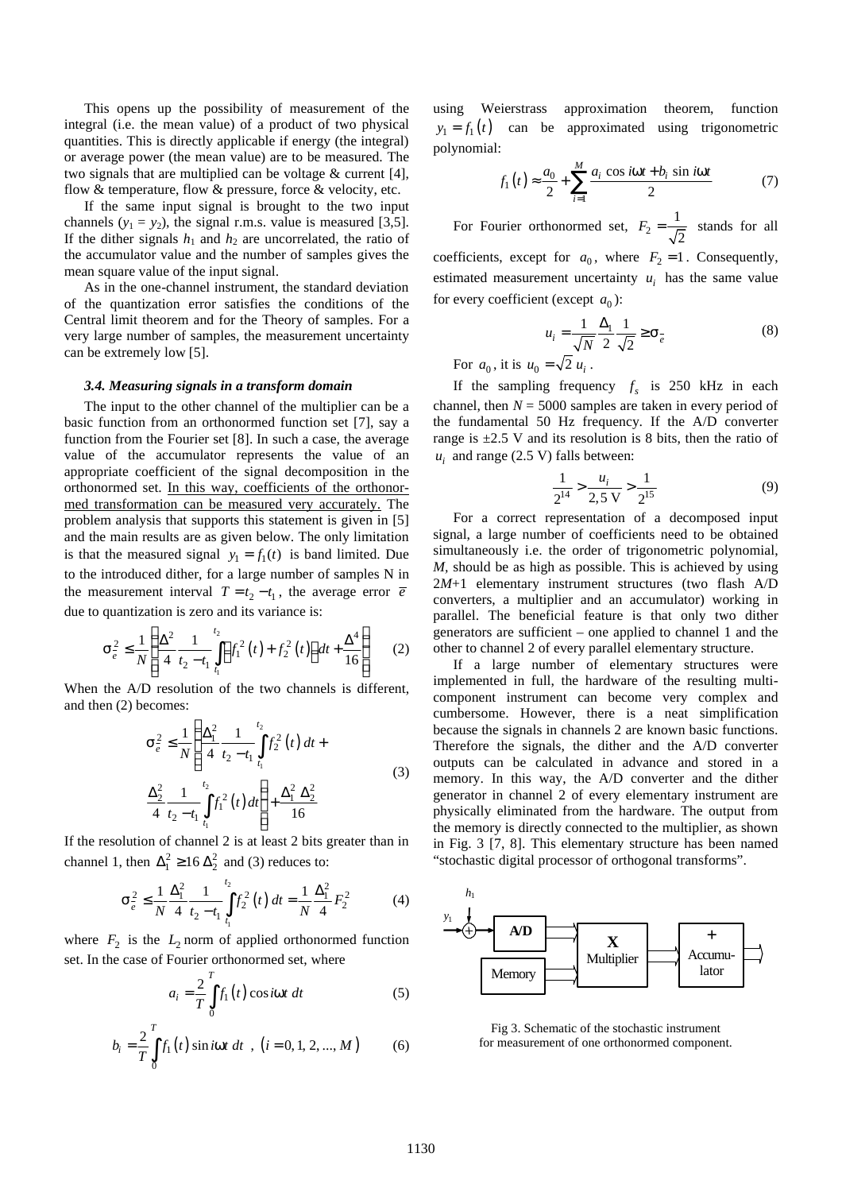This opens up the possibility of measurement of the integral (i.e. the mean value) of a product of two physical quantities. This is directly applicable if energy (the integral) or average power (the mean value) are to be measured. The two signals that are multiplied can be voltage & current [4], flow & temperature, flow & pressure, force & velocity, etc.

If the same input signal is brought to the two input channels ($y_1 = y_2$), the signal r.m.s. value is measured [3,5]. If the dither signals $h_1$ and $h_2$ are uncorrelated, the ratio of the accumulator value and the number of samples gives the mean square value of the input signal.

As in the one-channel instrument, the standard deviation of the quantization error satisfies the conditions of the Central limit theorem and for the Theory of samples. For a very large number of samples, the measurement uncertainty can be extremely low [5].

### *3.4. Measuring signals in a transform domain*

The input to the other channel of the multiplier can be a basic function from an orthonormed function set [7], say a function from the Fourier set [8]. In such a case, the average value of the accumulator represents the value of an appropriate coefficient of the signal decomposition in the orthonormed set. In this way, coefficients of the orthonormed transformation can be measured very accurately. The problem analysis that supports this statement is given in [5] and the main results are as given below. The only limitation is that the measured signal $y_1 = f_1(t)$ is band limited. Due to the introduced dither, for a large number of samples N in the measurement interval $T = t_2 - t_1$, the average error $\overline{e}$ due to quantization is zero and its variance is:

$$\sigma_e^2 \le \frac{1}{N}\left[\frac{\Delta^2}{4}\frac{1}{t_2-t_1}\int_{t_1}^{t_2}\left[f_1^2(t)+f_2^2(t)\right]dt+\frac{\Delta^4}{16}\right] \qquad (2)$$

When the A/D resolution of the two channels is different, and then (2) becomes:

$$\sigma_e^2 \le \frac{1}{N}\left[\frac{\Delta_1^2}{4}\frac{1}{t_2-t_1}\int_{t_1}^{t_2}f_2^2(t)\,dt + \frac{\Delta_2^2}{4}\frac{1}{t_2-t_1}\int_{t_1}^{t_2}f_1^2(t)\,dt\right]+\frac{\Delta_1^2\,\Delta_2^2}{16} \qquad (3)$$

If the resolution of channel 2 is at least 2 bits greater than in channel 1, then $\Delta_1^2 \ge 16\,\Delta_2^2$ and (3) reduces to:

$$\sigma_e^2 \le \frac{1}{N}\frac{\Delta_1^2}{4}\frac{1}{t_2-t_1}\int_{t_1}^{t_2}f_2^2(t)\,dt = \frac{1}{N}\frac{\Delta_1^2}{4}F_2^2 \qquad (4)$$

where $F_2$ is the $L_2$ norm of applied orthonormed function set. In the case of Fourier orthonormed set, where

$$a_i = \frac{2}{T}\int_0^T f_1(t)\cos i\omega t\,dt \qquad (5)$$

$$b_i = \frac{2}{T}\int_0^T f_1(t)\sin i\omega t\,dt\ ,\ \left(i = 0, 1, 2, ..., M\right) \qquad (6)$$

using Weierstrass approximation theorem, function $y_1 = f_1(t)$ can be approximated using trigonometric polynomial:

$$f_1(t) \approx \frac{a_0}{2} + \sum_{i=1}^{M}\frac{a_i\cos i\omega t + b_i\sin i\omega t}{2} \qquad (7)$$

For Fourier orthonormed set, $F_2 = \frac{1}{\sqrt{2}}$ stands for all coefficients, except for $a_0$, where $F_2 = 1$. Consequently, estimated measurement uncertainty $u_i$ has the same value for every coefficient (except $a_0$):

$$u_i = \frac{1}{\sqrt{N}}\frac{\Delta_1}{2}\frac{1}{\sqrt{2}} \ge \sigma_e \qquad (8)$$

For $a_0$, it is $u_0 = \sqrt{2}\,u_i$.

If the sampling frequency $f_s$ is 250 kHz in each channel, then $N = 5000$ samples are taken in every period of the fundamental 50 Hz frequency. If the A/D converter range is ±2.5 V and its resolution is 8 bits, then the ratio of $u_i$ and range (2.5 V) falls between:

$$\frac{1}{2^{14}} > \frac{u_i}{2{,}5\text{ V}} > \frac{1}{2^{15}} \qquad (9)$$

For a correct representation of a decomposed input signal, a large number of coefficients need to be obtained simultaneously i.e. the order of trigonometric polynomial, $M$, should be as high as possible. This is achieved by using $2M$+1 elementary instrument structures (two flash A/D converters, a multiplier and an accumulator) working in parallel. The beneficial feature is that only two dither generators are sufficient – one applied to channel 1 and the other to channel 2 of every parallel elementary structure.

If a large number of elementary structures were implemented in full, the hardware of the resulting multi-component instrument can become very complex and cumbersome. However, there is a neat simplification because the signals in channels 2 are known basic functions. Therefore the signals, the dither and the A/D converter outputs can be calculated in advance and stored in a memory. In this way, the A/D converter and the dither generator in channel 2 of every elementary instrument are physically eliminated from the hardware. The output from the memory is directly connected to the multiplier, as shown in Fig. 3 [7, 8]. This elementary structure has been named "stochastic digital processor of orthogonal transforms".

Fig 3. Schematic of the stochastic instrument for measurement of one orthonormed component.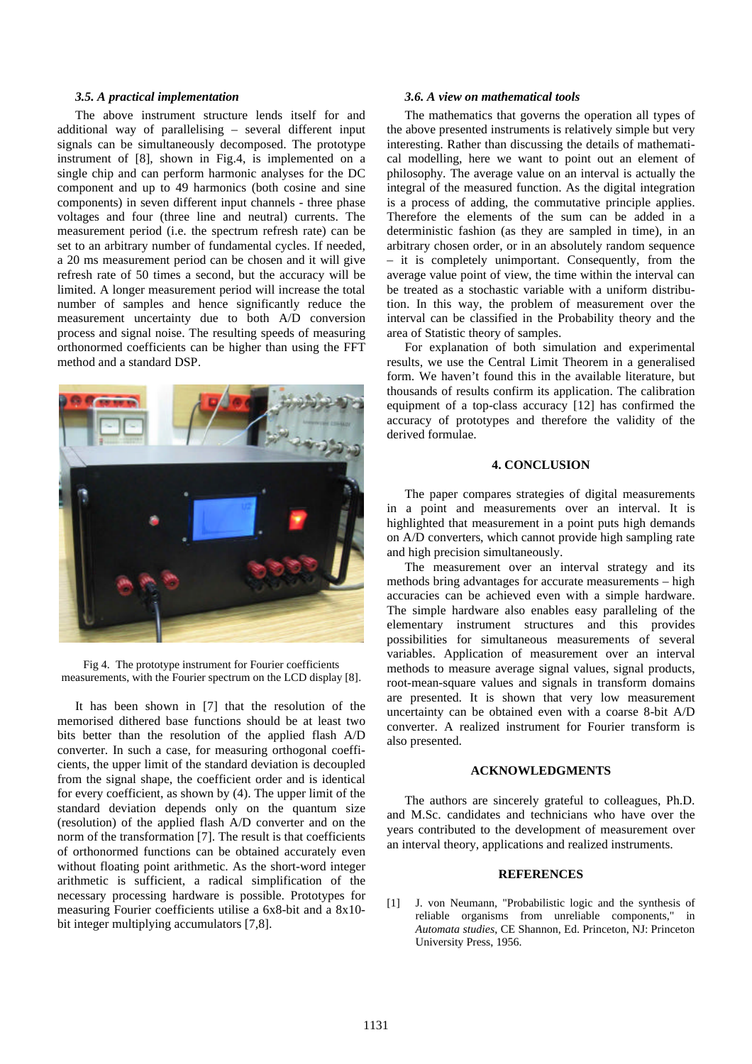### *3.5. A practical implementation*

The above instrument structure lends itself for and additional way of parallelising – several different input signals can be simultaneously decomposed. The prototype instrument of [8], shown in Fig.4, is implemented on a single chip and can perform harmonic analyses for the DC component and up to 49 harmonics (both cosine and sine components) in seven different input channels - three phase voltages and four (three line and neutral) currents. The measurement period (i.e. the spectrum refresh rate) can be set to an arbitrary number of fundamental cycles. If needed, a 20 ms measurement period can be chosen and it will give refresh rate of 50 times a second, but the accuracy will be limited. A longer measurement period will increase the total number of samples and hence significantly reduce the measurement uncertainty due to both A/D conversion process and signal noise. The resulting speeds of measuring orthonormed coefficients can be higher than using the FFT method and a standard DSP.

Fig 4. The prototype instrument for Fourier coefficients measurements, with the Fourier spectrum on the LCD display [8].

It has been shown in [7] that the resolution of the memorised dithered base functions should be at least two bits better than the resolution of the applied flash A/D converter. In such a case, for measuring orthogonal coefficients, the upper limit of the standard deviation is decoupled from the signal shape, the coefficient order and is identical for every coefficient, as shown by (4). The upper limit of the standard deviation depends only on the quantum size (resolution) of the applied flash A/D converter and on the norm of the transformation [7]. The result is that coefficients of orthonormed functions can be obtained accurately even without floating point arithmetic. As the short-word integer arithmetic is sufficient, a radical simplification of the necessary processing hardware is possible. Prototypes for measuring Fourier coefficients utilise a 6x8-bit and a 8x10-bit integer multiplying accumulators [7,8].

### *3.6. A view on mathematical tools*

The mathematics that governs the operation all types of the above presented instruments is relatively simple but very interesting. Rather than discussing the details of mathematical modelling, here we want to point out an element of philosophy. The average value on an interval is actually the integral of the measured function. As the digital integration is a process of adding, the commutative principle applies. Therefore the elements of the sum can be added in a deterministic fashion (as they are sampled in time), in an arbitrary chosen order, or in an absolutely random sequence – it is completely unimportant. Consequently, from the average value point of view, the time within the interval can be treated as a stochastic variable with a uniform distribution. In this way, the problem of measurement over the interval can be classified in the Probability theory and the area of Statistic theory of samples.

For explanation of both simulation and experimental results, we use the Central Limit Theorem in a generalised form. We haven't found this in the available literature, but thousands of results confirm its application. The calibration equipment of a top-class accuracy [12] has confirmed the accuracy of prototypes and therefore the validity of the derived formulae.

## 4. CONCLUSION

The paper compares strategies of digital measurements in a point and measurements over an interval. It is highlighted that measurement in a point puts high demands on A/D converters, which cannot provide high sampling rate and high precision simultaneously.

The measurement over an interval strategy and its methods bring advantages for accurate measurements – high accuracies can be achieved even with a simple hardware. The simple hardware also enables easy paralleling of the elementary instrument structures and this provides possibilities for simultaneous measurements of several variables. Application of measurement over an interval methods to measure average signal values, signal products, root-mean-square values and signals in transform domains are presented. It is shown that very low measurement uncertainty can be obtained even with a coarse 8-bit A/D converter. A realized instrument for Fourier transform is also presented.

## ACKNOWLEDGMENTS

The authors are sincerely grateful to colleagues, Ph.D. and M.Sc. candidates and technicians who have over the years contributed to the development of measurement over an interval theory, applications and realized instruments.

## REFERENCES

[1] J. von Neumann, "Probabilistic logic and the synthesis of reliable organisms from unreliable components," in *Automata studies*, CE Shannon, Ed. Princeton, NJ: Princeton University Press, 1956.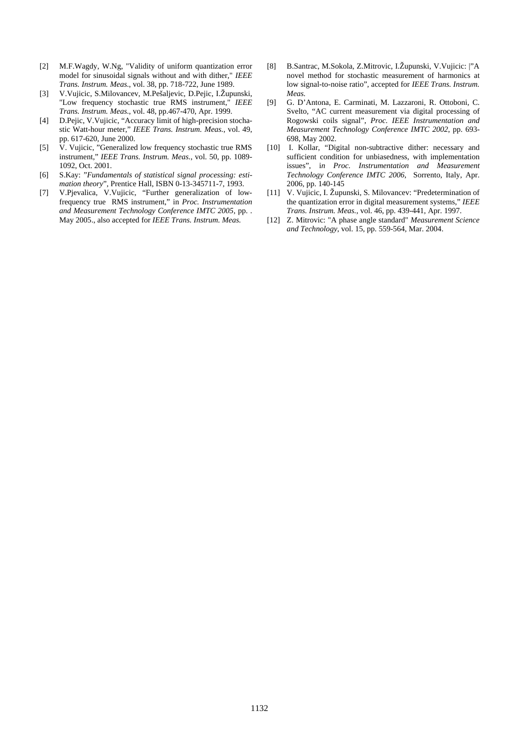[2] M.F.Wagdy, W.Ng, "Validity of uniform quantization error model for sinusoidal signals without and with dither," *IEEE Trans. Instrum. Meas*., vol. 38, pp. 718-722, June 1989.

[3] V.Vujicic, S.Milovancev, M.Pešaljevic, D.Pejic, I.Župunski, "Low frequency stochastic true RMS instrument," *IEEE Trans. Instrum. Meas*., vol. 48, pp.467-470, Apr. 1999.

[4] D.Pejic, V.Vujicic, "Accuracy limit of high-precision stochastic Watt-hour meter," *IEEE Trans. Instrum. Meas.*, vol. 49, pp. 617-620, June 2000.

[5] V. Vujicic, "Generalized low frequency stochastic true RMS instrument," *IEEE Trans. Instrum. Meas.*, vol. 50, pp. 1089-1092, Oct. 2001.

[6] S.Kay: "*Fundamentals of statistical signal processing: estimation theory*", Prentice Hall, ISBN 0-13-345711-7, 1993.

[7] V.Pjevalica, V.Vujicic, "Further generalization of low-frequency true RMS instrument," in *Proc. Instrumentation and Measurement Technology Conference IMTC 2005*, pp. . May 2005., also accepted for *IEEE Trans. Instrum. Meas.*

[8] B.Santrac, M.Sokola, Z.Mitrovic, I.Župunski, V.Vujicic: |"A novel method for stochastic measurement of harmonics at low signal-to-noise ratio", accepted for *IEEE Trans. Instrum. Meas.*

[9] G. D'Antona, E. Carminati, M. Lazzaroni, R. Ottoboni, C. Svelto, "AC current measurement via digital processing of Rogowski coils signal", *Proc. IEEE Instrumentation and Measurement Technology Conference IMTC 2002*, pp. 693-698, May 2002.

[10] I. Kollar, "Digital non-subtractive dither: necessary and sufficient condition for unbiasedness, with implementation issues", i*n Proc. Instrumentation and Measurement Technology Conference IMTC 2006*, Sorrento, Italy, Apr. 2006, pp. 140-145

[11] V. Vujicic, I. Župunski, S. Milovancev: "Predetermination of the quantization error in digital measurement systems," *IEEE Trans. Instrum. Meas.*, vol. 46, pp. 439-441, Apr. 1997.

[12] Z. Mitrovic: "A phase angle standard" *Measurement Science and Technology*, vol. 15, pp. 559-564, Mar. 2004.